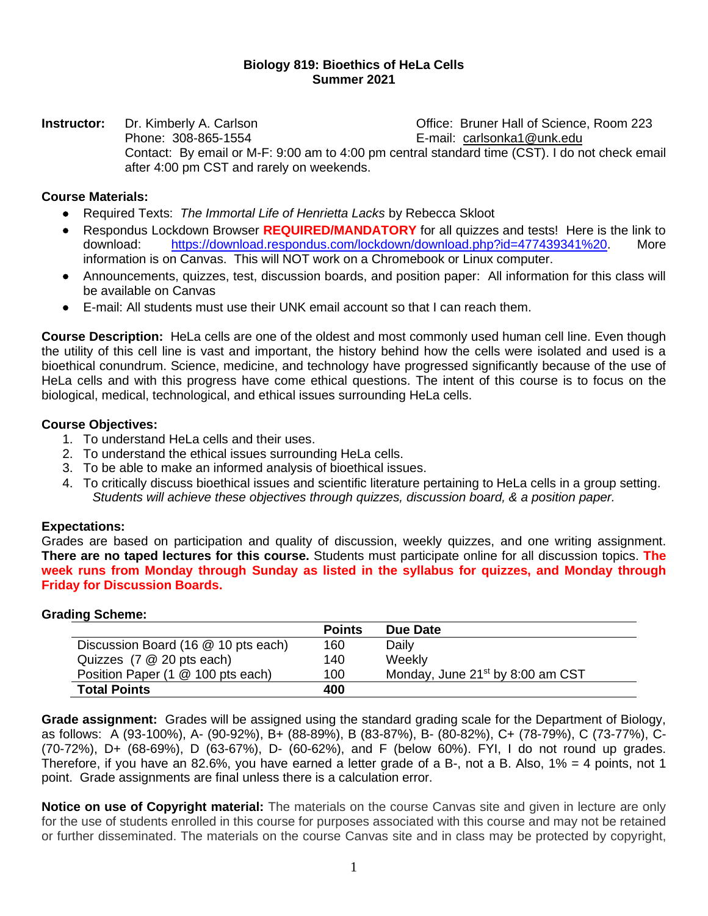# Biology 819: Bioethics of HeLa Cells
## Summer 2021

**Instructor:** Dr. Kimberly A. Carlson
Phone: 308-865-1554
Office: Bruner Hall of Science, Room 223
E-mail: carlsonka1@unk.edu
Contact: By email or M-F: 9:00 am to 4:00 pm central standard time (CST). I do not check email after 4:00 pm CST and rarely on weekends.

**Course Materials:**

- Required Texts: *The Immortal Life of Henrietta Lacks* by Rebecca Skloot
- Respondus Lockdown Browser **REQUIRED/MANDATORY** for all quizzes and tests! Here is the link to download: https://download.respondus.com/lockdown/download.php?id=477439341%20. More information is on Canvas. This will NOT work on a Chromebook or Linux computer.
- Announcements, quizzes, test, discussion boards, and position paper: All information for this class will be available on Canvas
- E-mail: All students must use their UNK email account so that I can reach them.

**Course Description:** HeLa cells are one of the oldest and most commonly used human cell line. Even though the utility of this cell line is vast and important, the history behind how the cells were isolated and used is a bioethical conundrum. Science, medicine, and technology have progressed significantly because of the use of HeLa cells and with this progress have come ethical questions. The intent of this course is to focus on the biological, medical, technological, and ethical issues surrounding HeLa cells.

**Course Objectives:**

1. To understand HeLa cells and their uses.
2. To understand the ethical issues surrounding HeLa cells.
3. To be able to make an informed analysis of bioethical issues.
4. To critically discuss bioethical issues and scientific literature pertaining to HeLa cells in a group setting.
   *Students will achieve these objectives through quizzes, discussion board, & a position paper.*

**Expectations:**
Grades are based on participation and quality of discussion, weekly quizzes, and one writing assignment. **There are no taped lectures for this course.** Students must participate online for all discussion topics. **The week runs from Monday through Sunday as listed in the syllabus for quizzes, and Monday through Friday for Discussion Boards.**

**Grading Scheme:**

| | Points | Due Date |
|---|---|---|
| Discussion Board (16 @ 10 pts each) | 160 | Daily |
| Quizzes (7 @ 20 pts each) | 140 | Weekly |
| Position Paper (1 @ 100 pts each) | 100 | Monday, June 21st by 8:00 am CST |
| **Total Points** | **400** | |

**Grade assignment:** Grades will be assigned using the standard grading scale for the Department of Biology, as follows: A (93-100%), A- (90-92%), B+ (88-89%), B (83-87%), B- (80-82%), C+ (78-79%), C (73-77%), C- (70-72%), D+ (68-69%), D (63-67%), D- (60-62%), and F (below 60%). FYI, I do not round up grades. Therefore, if you have an 82.6%, you have earned a letter grade of a B-, not a B. Also, 1% = 4 points, not 1 point. Grade assignments are final unless there is a calculation error.

**Notice on use of Copyright material:** The materials on the course Canvas site and given in lecture are only for the use of students enrolled in this course for purposes associated with this course and may not be retained or further disseminated. The materials on the course Canvas site and in class may be protected by copyright,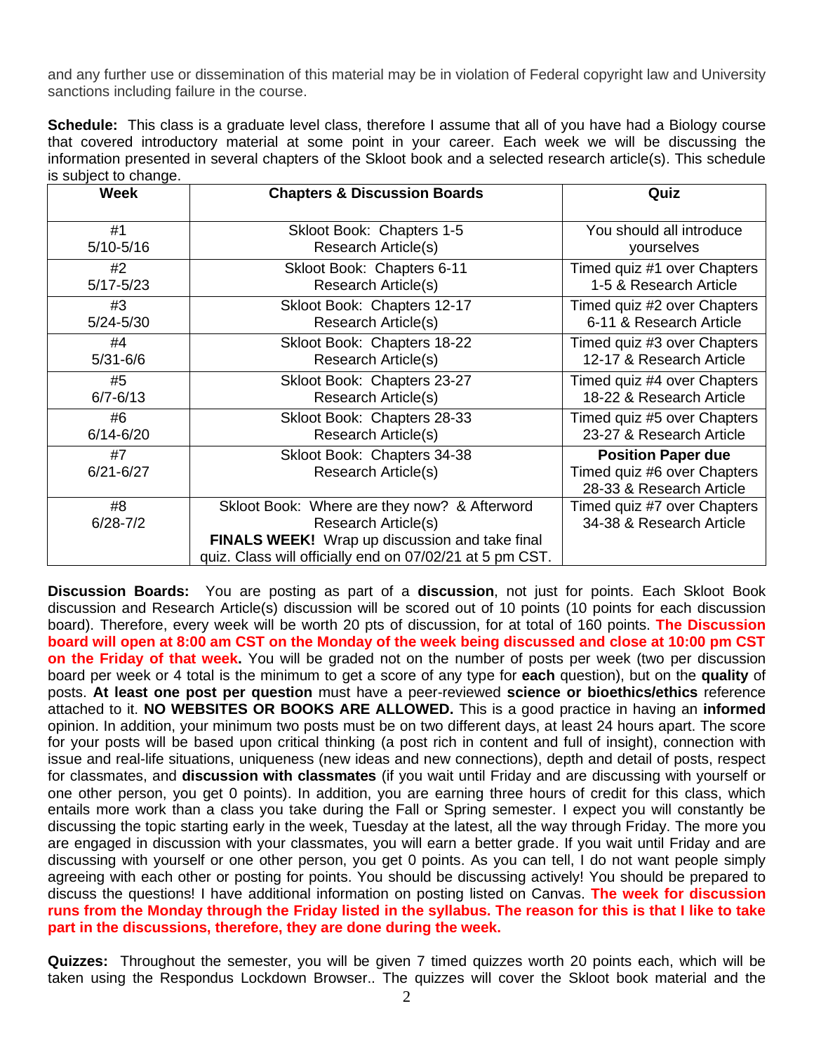and any further use or dissemination of this material may be in violation of Federal copyright law and University sanctions including failure in the course.

**Schedule:** This class is a graduate level class, therefore I assume that all of you have had a Biology course that covered introductory material at some point in your career. Each week we will be discussing the information presented in several chapters of the Skloot book and a selected research article(s). This schedule is subject to change.

| Week | Chapters & Discussion Boards | Quiz |
|---|---|---|
| #1<br>5/10-5/16 | Skloot Book: Chapters 1-5<br>Research Article(s) | You should all introduce yourselves |
| #2<br>5/17-5/23 | Skloot Book: Chapters 6-11<br>Research Article(s) | Timed quiz #1 over Chapters 1-5 & Research Article |
| #3<br>5/24-5/30 | Skloot Book: Chapters 12-17<br>Research Article(s) | Timed quiz #2 over Chapters 6-11 & Research Article |
| #4<br>5/31-6/6 | Skloot Book: Chapters 18-22<br>Research Article(s) | Timed quiz #3 over Chapters 12-17 & Research Article |
| #5<br>6/7-6/13 | Skloot Book: Chapters 23-27<br>Research Article(s) | Timed quiz #4 over Chapters 18-22 & Research Article |
| #6<br>6/14-6/20 | Skloot Book: Chapters 28-33<br>Research Article(s) | Timed quiz #5 over Chapters 23-27 & Research Article |
| #7<br>6/21-6/27 | Skloot Book: Chapters 34-38<br>Research Article(s) | **Position Paper due**<br>Timed quiz #6 over Chapters 28-33 & Research Article |
| #8<br>6/28-7/2 | Skloot Book: Where are they now? & Afterword<br>Research Article(s)<br>**FINALS WEEK!** Wrap up discussion and take final quiz. Class will officially end on 07/02/21 at 5 pm CST. | Timed quiz #7 over Chapters 34-38 & Research Article |

**Discussion Boards:** You are posting as part of a **discussion**, not just for points. Each Skloot Book discussion and Research Article(s) discussion will be scored out of 10 points (10 points for each discussion board). Therefore, every week will be worth 20 pts of discussion, for at total of 160 points. **The Discussion board will open at 8:00 am CST on the Monday of the week being discussed and close at 10:00 pm CST on the Friday of that week.** You will be graded not on the number of posts per week (two per discussion board per week or 4 total is the minimum to get a score of any type for **each** question), but on the **quality** of posts. **At least one post per question** must have a peer-reviewed **science or bioethics/ethics** reference attached to it. **NO WEBSITES OR BOOKS ARE ALLOWED.** This is a good practice in having an **informed** opinion. In addition, your minimum two posts must be on two different days, at least 24 hours apart. The score for your posts will be based upon critical thinking (a post rich in content and full of insight), connection with issue and real-life situations, uniqueness (new ideas and new connections), depth and detail of posts, respect for classmates, and **discussion with classmates** (if you wait until Friday and are discussing with yourself or one other person, you get 0 points). In addition, you are earning three hours of credit for this class, which entails more work than a class you take during the Fall or Spring semester. I expect you will constantly be discussing the topic starting early in the week, Tuesday at the latest, all the way through Friday. The more you are engaged in discussion with your classmates, you will earn a better grade. If you wait until Friday and are discussing with yourself or one other person, you get 0 points. As you can tell, I do not want people simply agreeing with each other or posting for points. You should be discussing actively! You should be prepared to discuss the questions! I have additional information on posting listed on Canvas. **The week for discussion runs from the Monday through the Friday listed in the syllabus. The reason for this is that I like to take part in the discussions, therefore, they are done during the week.**

**Quizzes:** Throughout the semester, you will be given 7 timed quizzes worth 20 points each, which will be taken using the Respondus Lockdown Browser.. The quizzes will cover the Skloot book material and the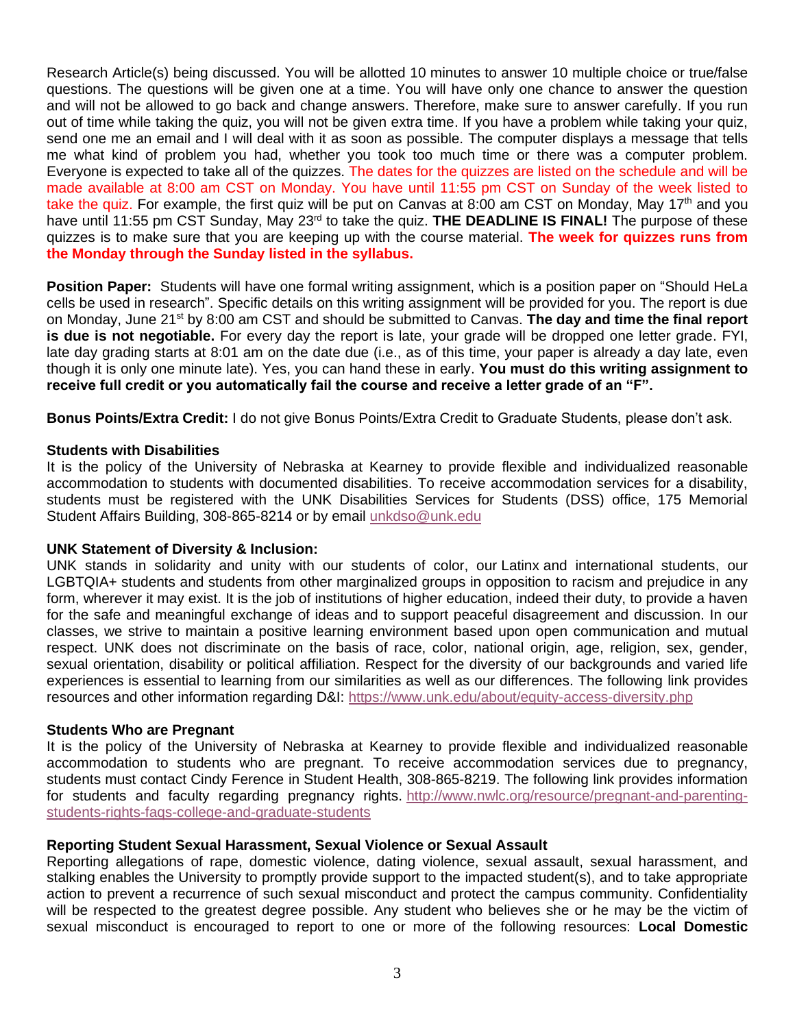Research Article(s) being discussed. You will be allotted 10 minutes to answer 10 multiple choice or true/false questions. The questions will be given one at a time. You will have only one chance to answer the question and will not be allowed to go back and change answers. Therefore, make sure to answer carefully. If you run out of time while taking the quiz, you will not be given extra time. If you have a problem while taking your quiz, send one me an email and I will deal with it as soon as possible. The computer displays a message that tells me what kind of problem you had, whether you took too much time or there was a computer problem. Everyone is expected to take all of the quizzes. The dates for the quizzes are listed on the schedule and will be made available at 8:00 am CST on Monday. You have until 11:55 pm CST on Sunday of the week listed to take the quiz. For example, the first quiz will be put on Canvas at 8:00 am CST on Monday, May 17th and you have until 11:55 pm CST Sunday, May 23rd to take the quiz. **THE DEADLINE IS FINAL!** The purpose of these quizzes is to make sure that you are keeping up with the course material. **The week for quizzes runs from the Monday through the Sunday listed in the syllabus.**

**Position Paper:** Students will have one formal writing assignment, which is a position paper on "Should HeLa cells be used in research". Specific details on this writing assignment will be provided for you. The report is due on Monday, June 21st by 8:00 am CST and should be submitted to Canvas. **The day and time the final report is due is not negotiable.** For every day the report is late, your grade will be dropped one letter grade. FYI, late day grading starts at 8:01 am on the date due (i.e., as of this time, your paper is already a day late, even though it is only one minute late). Yes, you can hand these in early. **You must do this writing assignment to receive full credit or you automatically fail the course and receive a letter grade of an "F".**

**Bonus Points/Extra Credit:** I do not give Bonus Points/Extra Credit to Graduate Students, please don't ask.

**Students with Disabilities**

It is the policy of the University of Nebraska at Kearney to provide flexible and individualized reasonable accommodation to students with documented disabilities. To receive accommodation services for a disability, students must be registered with the UNK Disabilities Services for Students (DSS) office, 175 Memorial Student Affairs Building, 308-865-8214 or by email unkdso@unk.edu

**UNK Statement of Diversity & Inclusion:**

UNK stands in solidarity and unity with our students of color, our Latinx and international students, our LGBTQIA+ students and students from other marginalized groups in opposition to racism and prejudice in any form, wherever it may exist. It is the job of institutions of higher education, indeed their duty, to provide a haven for the safe and meaningful exchange of ideas and to support peaceful disagreement and discussion. In our classes, we strive to maintain a positive learning environment based upon open communication and mutual respect. UNK does not discriminate on the basis of race, color, national origin, age, religion, sex, gender, sexual orientation, disability or political affiliation. Respect for the diversity of our backgrounds and varied life experiences is essential to learning from our similarities as well as our differences. The following link provides resources and other information regarding D&I: https://www.unk.edu/about/equity-access-diversity.php

**Students Who are Pregnant**

It is the policy of the University of Nebraska at Kearney to provide flexible and individualized reasonable accommodation to students who are pregnant. To receive accommodation services due to pregnancy, students must contact Cindy Ference in Student Health, 308-865-8219. The following link provides information for students and faculty regarding pregnancy rights. http://www.nwlc.org/resource/pregnant-and-parenting-students-rights-faqs-college-and-graduate-students

**Reporting Student Sexual Harassment, Sexual Violence or Sexual Assault**

Reporting allegations of rape, domestic violence, dating violence, sexual assault, sexual harassment, and stalking enables the University to promptly provide support to the impacted student(s), and to take appropriate action to prevent a recurrence of such sexual misconduct and protect the campus community. Confidentiality will be respected to the greatest degree possible. Any student who believes she or he may be the victim of sexual misconduct is encouraged to report to one or more of the following resources: **Local Domestic**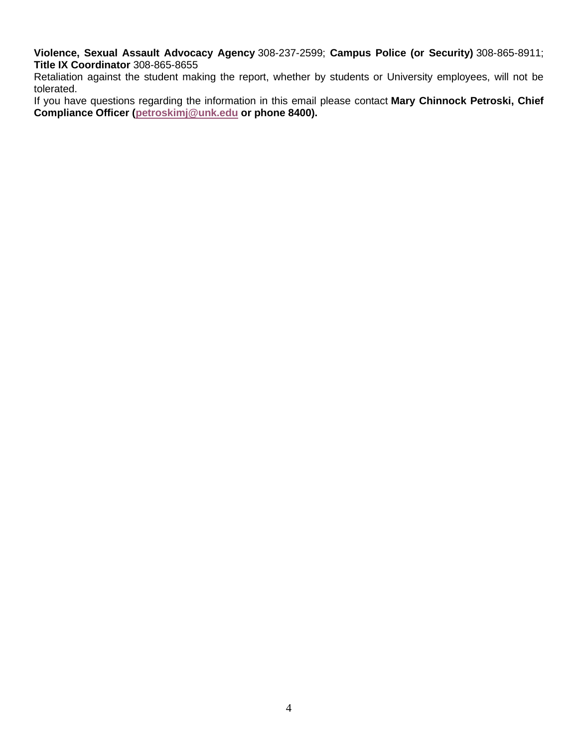**Violence, Sexual Assault Advocacy Agency** 308-237-2599; **Campus Police (or Security)** 308-865-8911; **Title IX Coordinator** 308-865-8655

Retaliation against the student making the report, whether by students or University employees, will not be tolerated.

If you have questions regarding the information in this email please contact **Mary Chinnock Petroski, Chief Compliance Officer (petroskimj@unk.edu or phone 8400).**